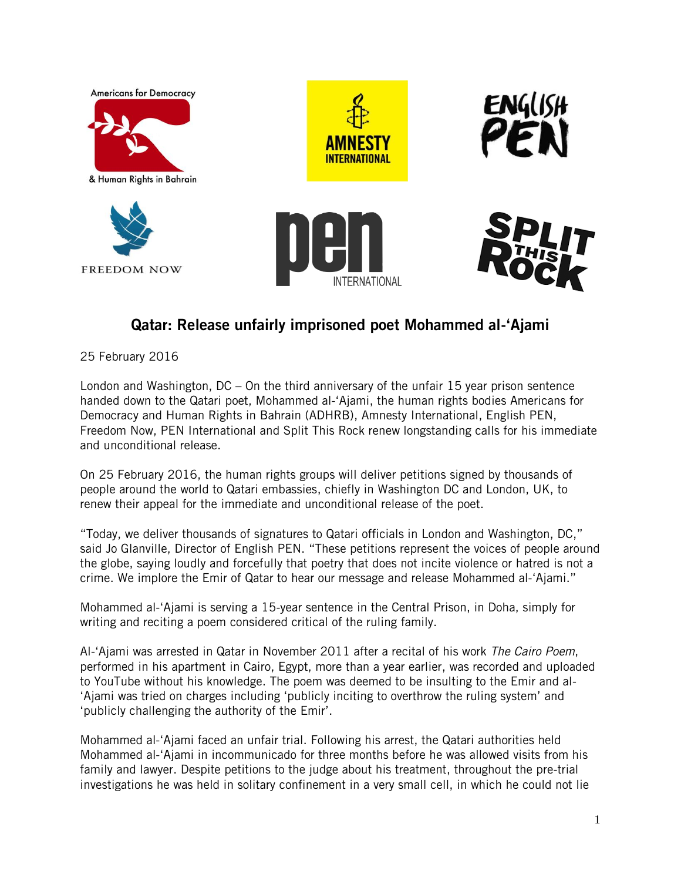# Qatar: Release unfairly imprisoned poet Mohammed al-'Ajami

25 February 2016

London and Washington, DC – On the third anniversary of the unfair 15 year prison sentence handed down to the Qatari poet, Mohammed al-'Ajami, the human rights bodies Americans for Democracy and Human Rights in Bahrain (ADHRB), Amnesty International, English PEN, Freedom Now, PEN International and Split This Rock renew longstanding calls for his immediate and unconditional release.

On 25 February 2016, the human rights groups will deliver petitions signed by thousands of people around the world to Qatari embassies, chiefly in Washington DC and London, UK, to renew their appeal for the immediate and unconditional release of the poet.

"Today, we deliver thousands of signatures to Qatari officials in London and Washington, DC," said Jo Glanville, Director of English PEN. "These petitions represent the voices of people around the globe, saying loudly and forcefully that poetry that does not incite violence or hatred is not a crime. We implore the Emir of Qatar to hear our message and release Mohammed al-'Ajami."

Mohammed al-'Ajami is serving a 15-year sentence in the Central Prison, in Doha, simply for writing and reciting a poem considered critical of the ruling family.

Al-'Ajami was arrested in Qatar in November 2011 after a recital of his work *The Cairo Poem*, performed in his apartment in Cairo, Egypt, more than a year earlier, was recorded and uploaded to YouTube without his knowledge. The poem was deemed to be insulting to the Emir and al-'Ajami was tried on charges including 'publicly inciting to overthrow the ruling system' and 'publicly challenging the authority of the Emir'.

Mohammed al-'Ajami faced an unfair trial. Following his arrest, the Qatari authorities held Mohammed al-'Ajami in incommunicado for three months before he was allowed visits from his family and lawyer. Despite petitions to the judge about his treatment, throughout the pre-trial investigations he was held in solitary confinement in a very small cell, in which he could not lie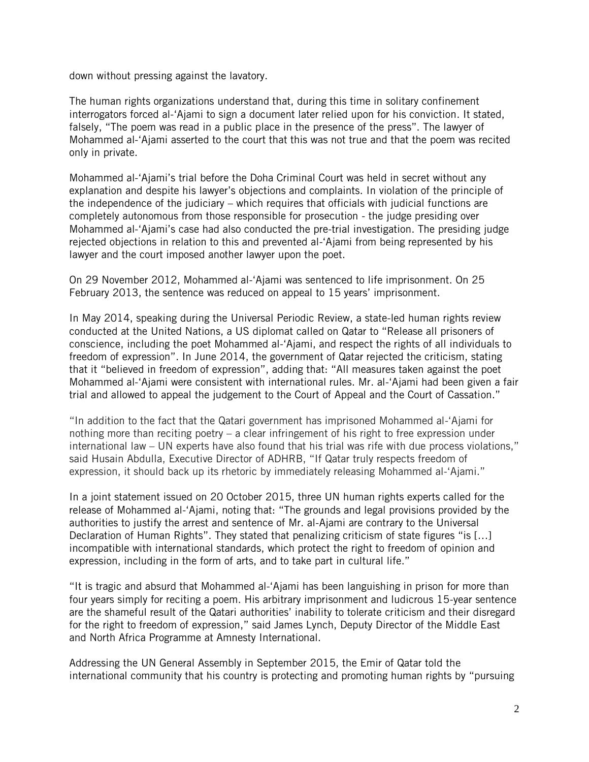down without pressing against the lavatory.

The human rights organizations understand that, during this time in solitary confinement interrogators forced al-'Ajami to sign a document later relied upon for his conviction. It stated, falsely, "The poem was read in a public place in the presence of the press". The lawyer of Mohammed al-'Ajami asserted to the court that this was not true and that the poem was recited only in private.

Mohammed al-'Ajami's trial before the Doha Criminal Court was held in secret without any explanation and despite his lawyer's objections and complaints. In violation of the principle of the independence of the judiciary – which requires that officials with judicial functions are completely autonomous from those responsible for prosecution - the judge presiding over Mohammed al-'Ajami's case had also conducted the pre-trial investigation. The presiding judge rejected objections in relation to this and prevented al-'Ajami from being represented by his lawyer and the court imposed another lawyer upon the poet.

On 29 November 2012, Mohammed al-'Ajami was sentenced to life imprisonment. On 25 February 2013, the sentence was reduced on appeal to 15 years' imprisonment.

In May 2014, speaking during the Universal Periodic Review, a state-led human rights review conducted at the United Nations, a US diplomat called on Qatar to "Release all prisoners of conscience, including the poet Mohammed al-'Ajami, and respect the rights of all individuals to freedom of expression". In June 2014, the government of Qatar rejected the criticism, stating that it "believed in freedom of expression", adding that: "All measures taken against the poet Mohammed al-'Ajami were consistent with international rules. Mr. al-'Ajami had been given a fair trial and allowed to appeal the judgement to the Court of Appeal and the Court of Cassation."

"In addition to the fact that the Qatari government has imprisoned Mohammed al-'Ajami for nothing more than reciting poetry – a clear infringement of his right to free expression under international law – UN experts have also found that his trial was rife with due process violations," said Husain Abdulla, Executive Director of ADHRB, "If Qatar truly respects freedom of expression, it should back up its rhetoric by immediately releasing Mohammed al-'Ajami."

In a joint statement issued on 20 October 2015, three UN human rights experts called for the release of Mohammed al-'Ajami, noting that: "The grounds and legal provisions provided by the authorities to justify the arrest and sentence of Mr. al-Ajami are contrary to the Universal Declaration of Human Rights". They stated that penalizing criticism of state figures "is […] incompatible with international standards, which protect the right to freedom of opinion and expression, including in the form of arts, and to take part in cultural life."

"It is tragic and absurd that Mohammed al-'Ajami has been languishing in prison for more than four years simply for reciting a poem. His arbitrary imprisonment and ludicrous 15-year sentence are the shameful result of the Qatari authorities' inability to tolerate criticism and their disregard for the right to freedom of expression," said James Lynch, Deputy Director of the Middle East and North Africa Programme at Amnesty International.

Addressing the UN General Assembly in September 2015, the Emir of Qatar told the international community that his country is protecting and promoting human rights by "pursuing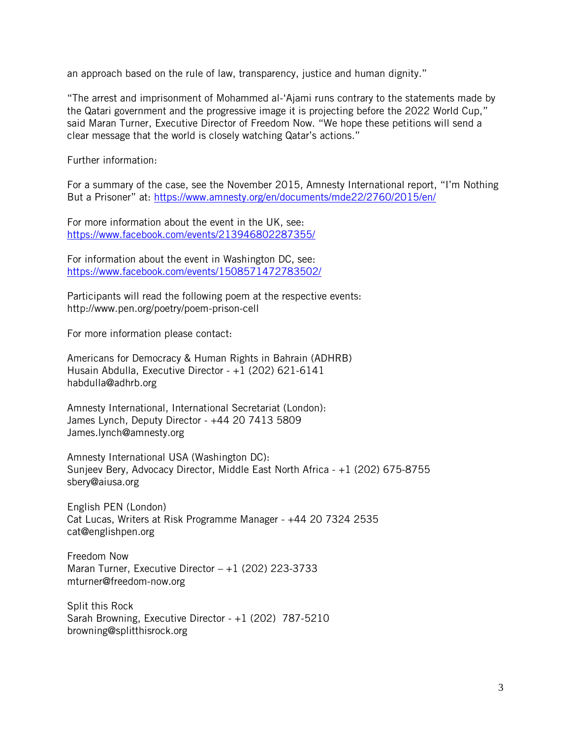an approach based on the rule of law, transparency, justice and human dignity."

"The arrest and imprisonment of Mohammed al-'Ajami runs contrary to the statements made by the Qatari government and the progressive image it is projecting before the 2022 World Cup," said Maran Turner, Executive Director of Freedom Now. "We hope these petitions will send a clear message that the world is closely watching Qatar's actions."

Further information:

For a summary of the case, see the November 2015, Amnesty International report, "I'm Nothing But a Prisoner" at: https://www.amnesty.org/en/documents/mde22/2760/2015/en/

For more information about the event in the UK, see: https://www.facebook.com/events/213946802287355/

For information about the event in Washington DC, see: https://www.facebook.com/events/1508571472783502/

Participants will read the following poem at the respective events: http://www.pen.org/poetry/poem-prison-cell

For more information please contact:

Americans for Democracy & Human Rights in Bahrain (ADHRB)
Husain Abdulla, Executive Director - +1 (202) 621-6141
habdulla@adhrb.org

Amnesty International, International Secretariat (London):
James Lynch, Deputy Director - +44 20 7413 5809
James.lynch@amnesty.org

Amnesty International USA (Washington DC):
Sunjeev Bery, Advocacy Director, Middle East North Africa - +1 (202) 675-8755
sbery@aiusa.org

English PEN (London)
Cat Lucas, Writers at Risk Programme Manager - +44 20 7324 2535
cat@englishpen.org

Freedom Now
Maran Turner, Executive Director – +1 (202) 223-3733
mturner@freedom-now.org

Split this Rock
Sarah Browning, Executive Director - +1 (202) 787-5210
browning@splitthisrock.org